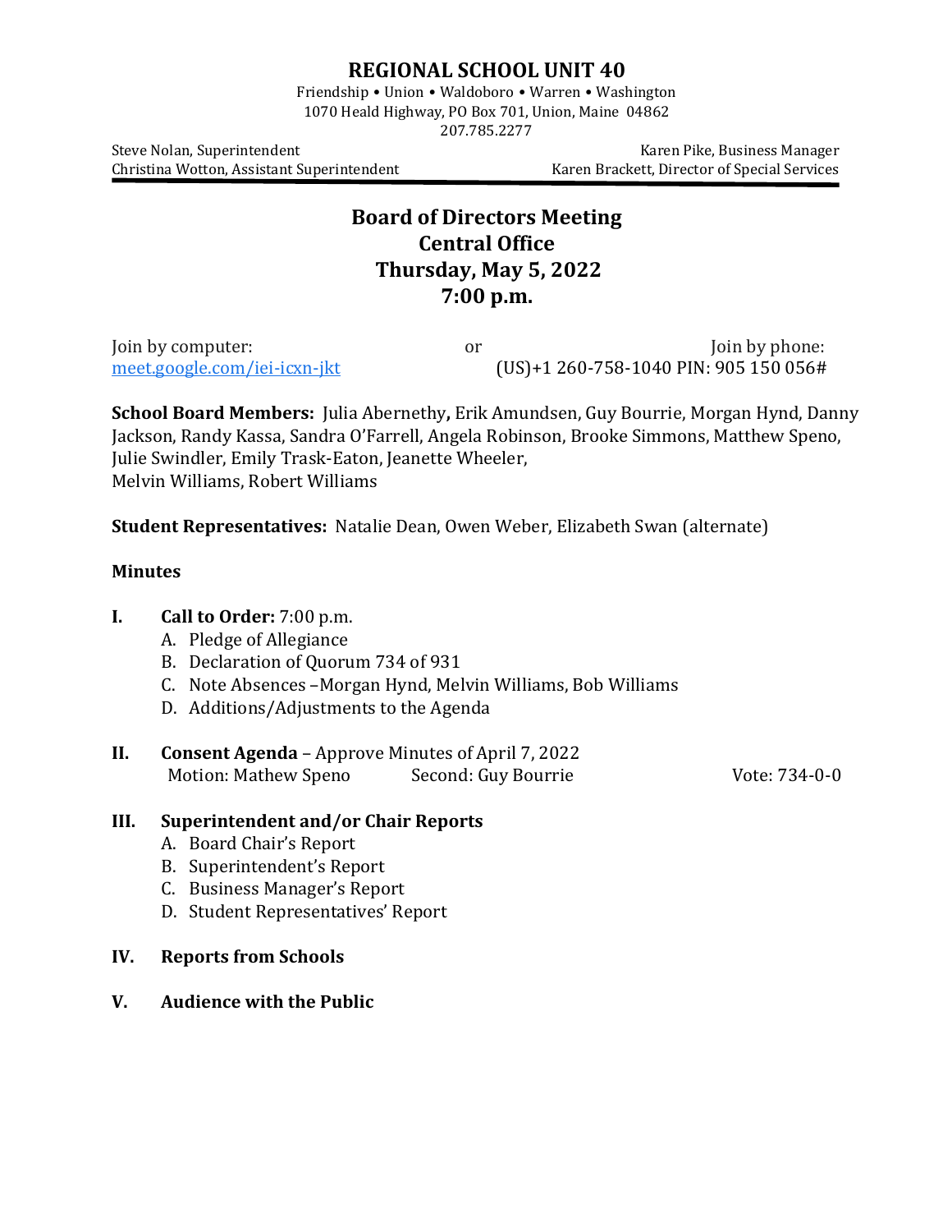# REGIONAL SCHOOL UNIT 40

Friendship • Union • Waldoboro • Warren • Washington
1070 Heald Highway, PO Box 701, Union, Maine 04862
207.785.2277

Steve Nolan, Superintendent
Christina Wotton, Assistant Superintendent

Karen Pike, Business Manager
Karen Brackett, Director of Special Services

## Board of Directors Meeting
## Central Office
## Thursday, May 5, 2022
## 7:00 p.m.

Join by computer: meet.google.com/iei-icxn-jkt

or

Join by phone: (US)+1 260-758-1040 PIN: 905 150 056#

**School Board Members:** Julia Abernethy**,** Erik Amundsen, Guy Bourrie, Morgan Hynd, Danny Jackson, Randy Kassa, Sandra O'Farrell, Angela Robinson, Brooke Simmons, Matthew Speno, Julie Swindler, Emily Trask-Eaton, Jeanette Wheeler, Melvin Williams, Robert Williams

**Student Representatives:** Natalie Dean, Owen Weber, Elizabeth Swan (alternate)

**Minutes**

**I. Call to Order:** 7:00 p.m.

A. Pledge of Allegiance
B. Declaration of Quorum 734 of 931
C. Note Absences –Morgan Hynd, Melvin Williams, Bob Williams
D. Additions/Adjustments to the Agenda

**II. Consent Agenda** – Approve Minutes of April 7, 2022

Motion: Mathew Speno Second: Guy Bourrie Vote: 734-0-0

**III. Superintendent and/or Chair Reports**

A. Board Chair's Report
B. Superintendent's Report
C. Business Manager's Report
D. Student Representatives' Report

**IV. Reports from Schools**

**V. Audience with the Public**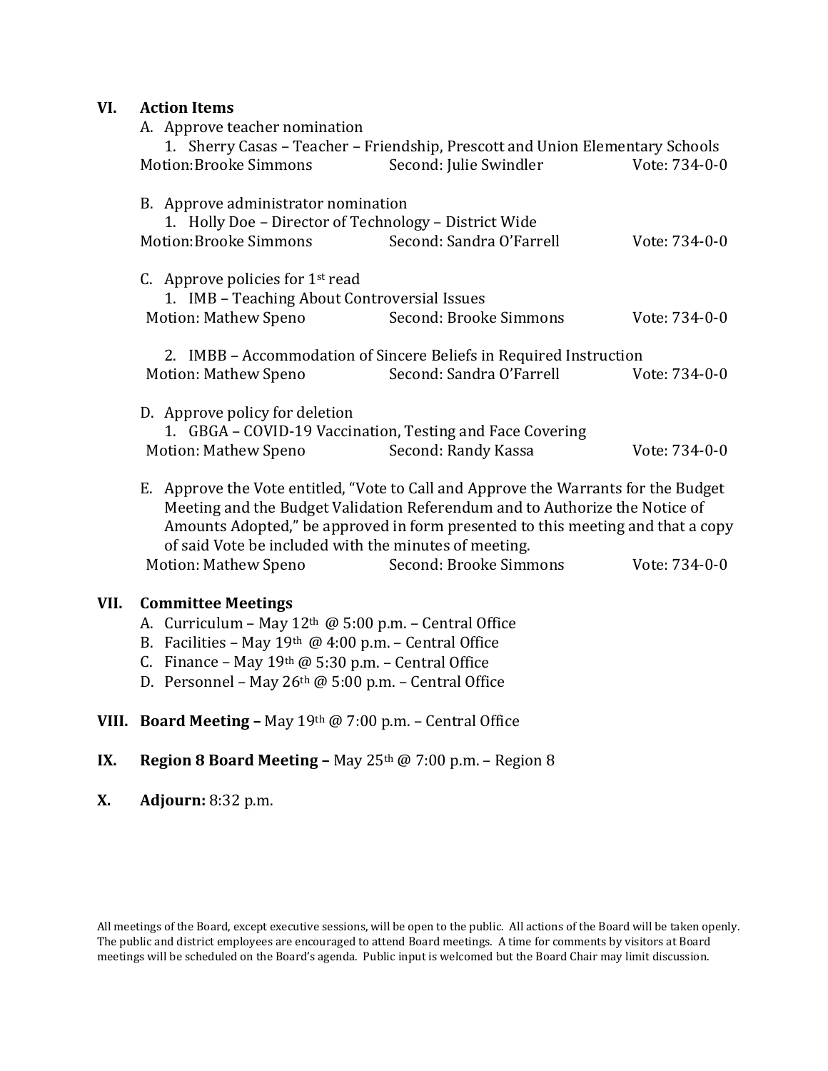## VI. Action Items

A. Approve teacher nomination

1. Sherry Casas – Teacher – Friendship, Prescott and Union Elementary Schools

Motion: Brooke Simmons Second: Julie Swindler Vote: 734-0-0

B. Approve administrator nomination

1. Holly Doe – Director of Technology – District Wide

Motion: Brooke Simmons Second: Sandra O'Farrell Vote: 734-0-0

C. Approve policies for 1st read

1. IMB – Teaching About Controversial Issues

Motion: Mathew Speno Second: Brooke Simmons Vote: 734-0-0

2. IMBB – Accommodation of Sincere Beliefs in Required Instruction

Motion: Mathew Speno Second: Sandra O'Farrell Vote: 734-0-0

D. Approve policy for deletion

1. GBGA – COVID-19 Vaccination, Testing and Face Covering

Motion: Mathew Speno Second: Randy Kassa Vote: 734-0-0

E. Approve the Vote entitled, "Vote to Call and Approve the Warrants for the Budget Meeting and the Budget Validation Referendum and to Authorize the Notice of Amounts Adopted," be approved in form presented to this meeting and that a copy of said Vote be included with the minutes of meeting.

Motion: Mathew Speno Second: Brooke Simmons Vote: 734-0-0

## VII. Committee Meetings

A. Curriculum – May 12th @ 5:00 p.m. – Central Office
B. Facilities – May 19th @ 4:00 p.m. – Central Office
C. Finance – May 19th @ 5:30 p.m. – Central Office
D. Personnel – May 26th @ 5:00 p.m. – Central Office

## VIII. Board Meeting – May 19th @ 7:00 p.m. – Central Office

## IX. Region 8 Board Meeting – May 25th @ 7:00 p.m. – Region 8

## X. Adjourn: 8:32 p.m.

All meetings of the Board, except executive sessions, will be open to the public. All actions of the Board will be taken openly. The public and district employees are encouraged to attend Board meetings. A time for comments by visitors at Board meetings will be scheduled on the Board's agenda. Public input is welcomed but the Board Chair may limit discussion.